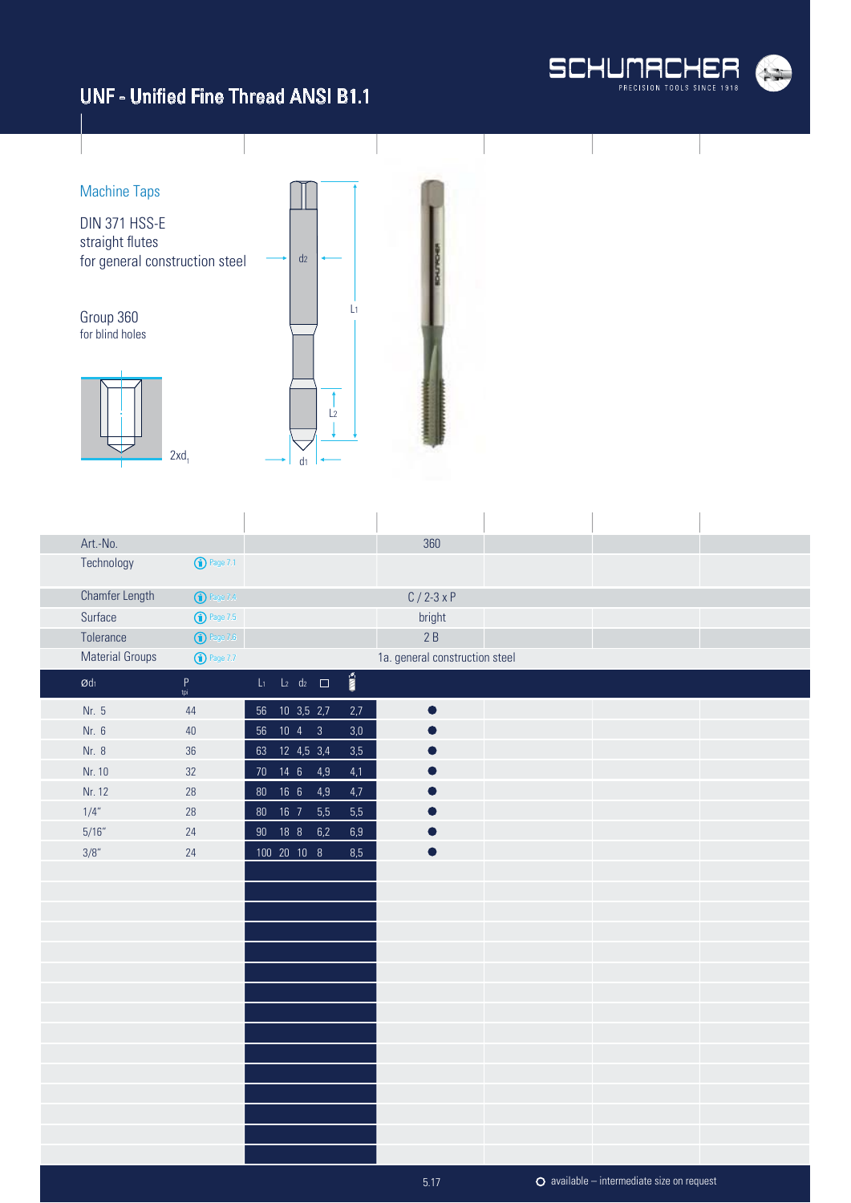# UNF - Unified Fine Thread ANSI B1.1

## Machine Taps

DIN 371 HSS-E
straight flutes
for general construction steel

Group 360
for blind holes

2xd1

| | | | | | | |
|---|---|---|---|---|---|---|
| Art.-No. | | | | 360 | | |
| Technology | Page 7.1 | | | | | |
| Chamfer Length | Page 7.4 | | | C / 2-3 x P | | |
| Surface | Page 7.5 | | | bright | | |
| Tolerance | Page 7.6 | | | 2 B | | |
| Material Groups | Page 7.7 | | | 1a. general construction steel | | |
| Ød1 | P tpi | L1 L2 d2 □ | drill | | | |
| Nr. 5 | 44 | 56 10 3,5 2,7 | 2,7 | ● | | |
| Nr. 6 | 40 | 56 10 4 3 | 3,0 | ● | | |
| Nr. 8 | 36 | 63 12 4,5 3,4 | 3,5 | ● | | |
| Nr. 10 | 32 | 70 14 6 4,9 | 4,1 | ● | | |
| Nr. 12 | 28 | 80 16 6 4,9 | 4,7 | ● | | |
| 1/4" | 28 | 80 16 7 5,5 | 5,5 | ● | | |
| 5/16" | 24 | 90 18 8 6,2 | 6,9 | ● | | |
| 3/8" | 24 | 100 20 10 8 | 8,5 | ● | | |

○ available – intermediate size on request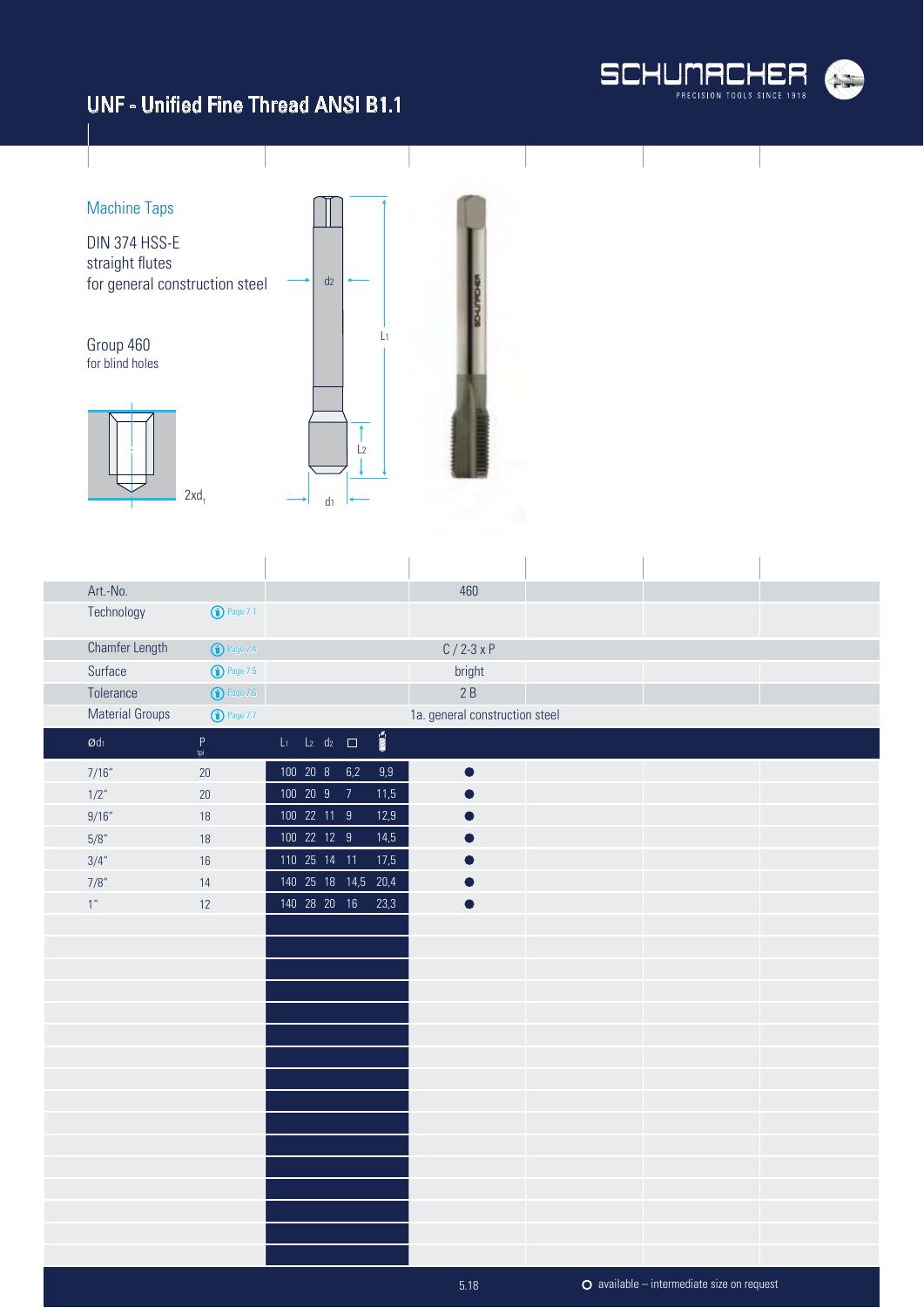# UNF - Unified Fine Thread ANSI B1.1

## Machine Taps

DIN 374 HSS-E
straight flutes
for general construction steel

### Group 460
for blind holes

2xd1

| Art.-No. | | 460 |
|---|---|---|
| Technology | Page 7.1 | |
| Chamfer Length | Page 7.4 | C / 2-3 x P |
| Surface | Page 7.5 | bright |
| Tolerance | Page 7.6 | 2 B |
| Material Groups | Page 7.7 | 1a. general construction steel |

| Ød1 | P tpi | L1 | L2 | d2 | □ | Core drill | 460 |
|---|---|---|---|---|---|---|---|
| 7/16" | 20 | 100 | 20 | 8 | 6,2 | 9,9 | ● |
| 1/2" | 20 | 100 | 20 | 9 | 7 | 11,5 | ● |
| 9/16" | 18 | 100 | 22 | 11 | 9 | 12,9 | ● |
| 5/8" | 18 | 100 | 22 | 12 | 9 | 14,5 | ● |
| 3/4" | 16 | 110 | 25 | 14 | 11 | 17,5 | ● |
| 7/8" | 14 | 140 | 25 | 18 | 14,5 | 20,4 | ● |
| 1" | 12 | 140 | 28 | 20 | 16 | 23,3 | ● |

○ available – intermediate size on request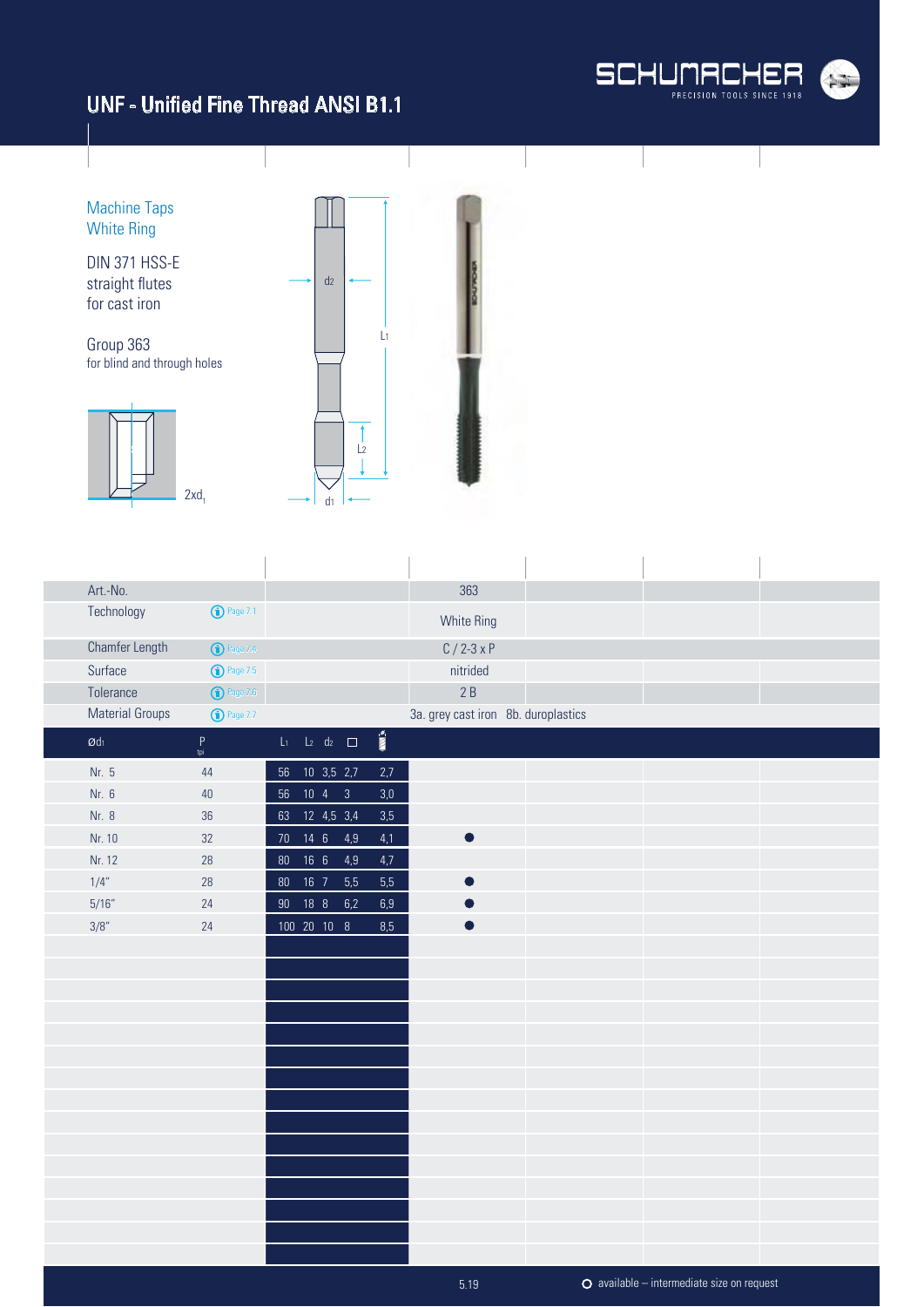# UNF - Unified Fine Thread ANSI B1.1

## Machine Taps
## White Ring

DIN 371 HSS-E
straight flutes
for cast iron

Group 363
for blind and through holes

2xd1

| Art.-No. | | 363 |
|---|---|---|
| Technology | Page 7.1 | White Ring |
| Chamfer Length | Page 7.4 | C / 2-3 x P |
| Surface | Page 7.5 | nitrided |
| Tolerance | Page 7.6 | 2 B |
| Material Groups | Page 7.7 | 3a. grey cast iron 8b. duroplastics |

| Ød1 | P tpi | L1 | L2 | d2 | □ | Drill | 363 |
|---|---|---|---|---|---|---|---|
| Nr. 5 | 44 | 56 | 10 | 3,5 | 2,7 | 2,7 | |
| Nr. 6 | 40 | 56 | 10 | 4 | 3 | 3,0 | |
| Nr. 8 | 36 | 63 | 12 | 4,5 | 3,4 | 3,5 | |
| Nr. 10 | 32 | 70 | 14 | 6 | 4,9 | 4,1 | ● |
| Nr. 12 | 28 | 80 | 16 | 6 | 4,9 | 4,7 | |
| 1/4" | 28 | 80 | 16 | 7 | 5,5 | 5,5 | ● |
| 5/16" | 24 | 90 | 18 | 8 | 6,2 | 6,9 | ● |
| 3/8" | 24 | 100 | 20 | 10 | 8 | 8,5 | ● |

○ available – intermediate size on request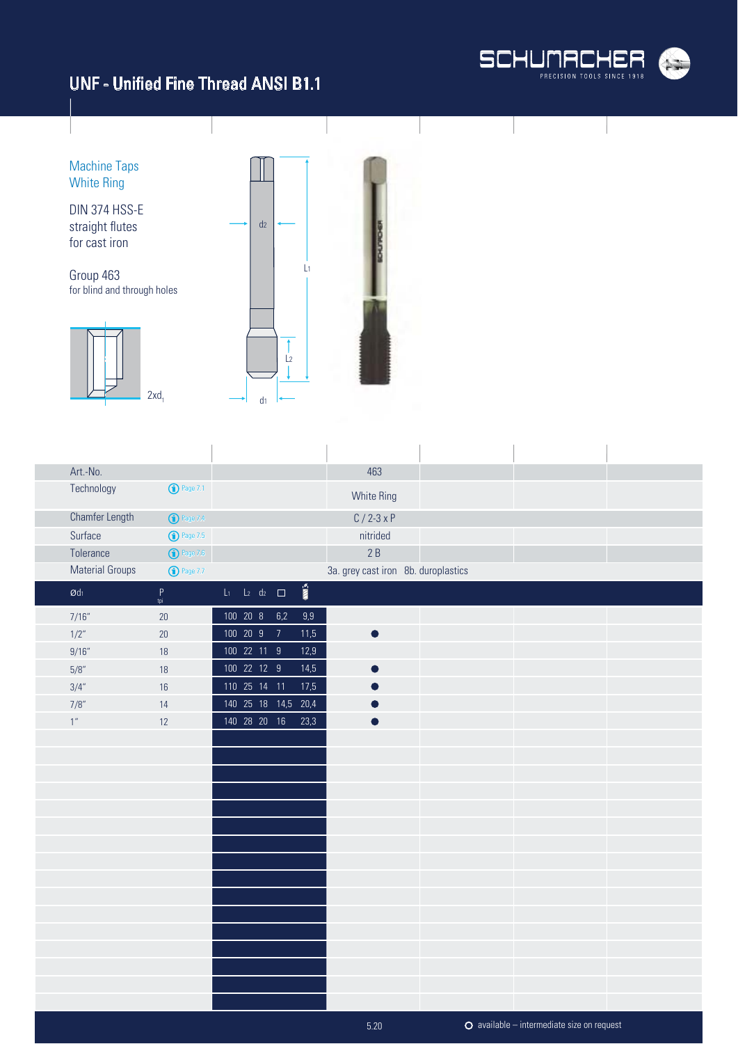# UNF - Unified Fine Thread ANSI B1.1

## Machine Taps White Ring

DIN 374 HSS-E
straight flutes
for cast iron

Group 463
for blind and through holes

2xd1

| Art.-No. | | 463 |
|---|---|---|
| Technology | Page 7.1 | White Ring |
| Chamfer Length | Page 7.4 | C / 2-3 x P |
| Surface | Page 7.5 | nitrided |
| Tolerance | Page 7.6 | 2 B |
| Material Groups | Page 7.7 | 3a. grey cast iron 8b. duroplastics |

| Ød1 | P tpi | L1 | L2 | d2 | □ | Drill | 463 |
|---|---|---|---|---|---|---|---|
| 7/16" | 20 | 100 | 20 | 8 | 6,2 | 9,9 | |
| 1/2" | 20 | 100 | 20 | 9 | 7 | 11,5 | ● |
| 9/16" | 18 | 100 | 22 | 11 | 9 | 12,9 | |
| 5/8" | 18 | 100 | 22 | 12 | 9 | 14,5 | ● |
| 3/4" | 16 | 110 | 25 | 14 | 11 | 17,5 | ● |
| 7/8" | 14 | 140 | 25 | 18 | 14,5 | 20,4 | ● |
| 1" | 12 | 140 | 28 | 20 | 16 | 23,3 | ● |

○ available – intermediate size on request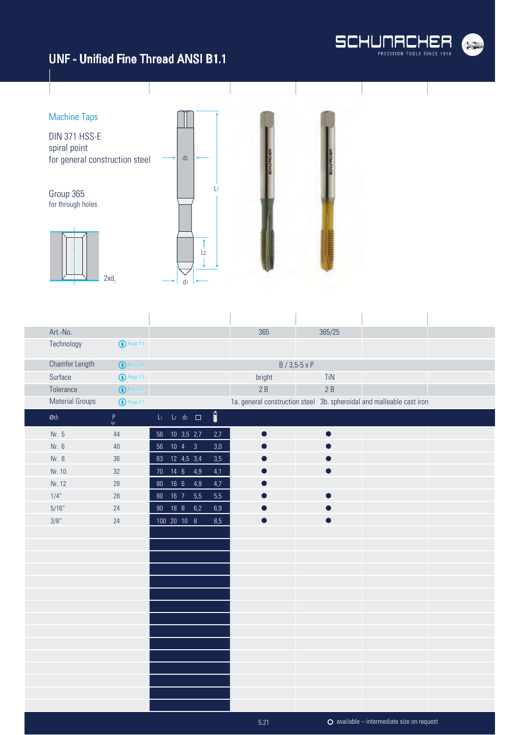# UNF - Unified Fine Thread ANSI B1.1

## Machine Taps

DIN 371 HSS-E
spiral point
for general construction steel

### Group 365
for through holes

2xd1

| Art.-No. | | | 365 | 365/25 |
|---|---|---|---|---|
| Technology | Page 7.1 | | | |
| Chamfer Length | Page 7.4 | | B / 3,5-5 x P | |
| Surface | Page 7.5 | | bright | TiN |
| Tolerance | Page 7.6 | | 2 B | 2 B |
| Material Groups | Page 7.7 | | 1a. general construction steel | 3b. spheroidal and malleable cast iron |

| Ød1 | P tpi | L1 | L2 | d2 | □ | Drill | 365 | 365/25 |
|---|---|---|---|---|---|---|---|---|
| Nr. 5 | 44 | 56 | 10 | 3,5 | 2,7 | 2,7 | ● | ● |
| Nr. 6 | 40 | 56 | 10 | 4 | 3 | 3,0 | ● | ● |
| Nr. 8 | 36 | 63 | 12 | 4,5 | 3,4 | 3,5 | ● | ● |
| Nr. 10 | 32 | 70 | 14 | 6 | 4,9 | 4,1 | ● | ● |
| Nr. 12 | 28 | 80 | 16 | 6 | 4,9 | 4,7 | ● | |
| 1/4" | 28 | 80 | 16 | 7 | 5,5 | 5,5 | ● | ● |
| 5/16" | 24 | 90 | 18 | 8 | 6,2 | 6,9 | ● | ● |
| 3/8" | 24 | 100 | 20 | 10 | 8 | 8,5 | ● | ● |

○ available – intermediate size on request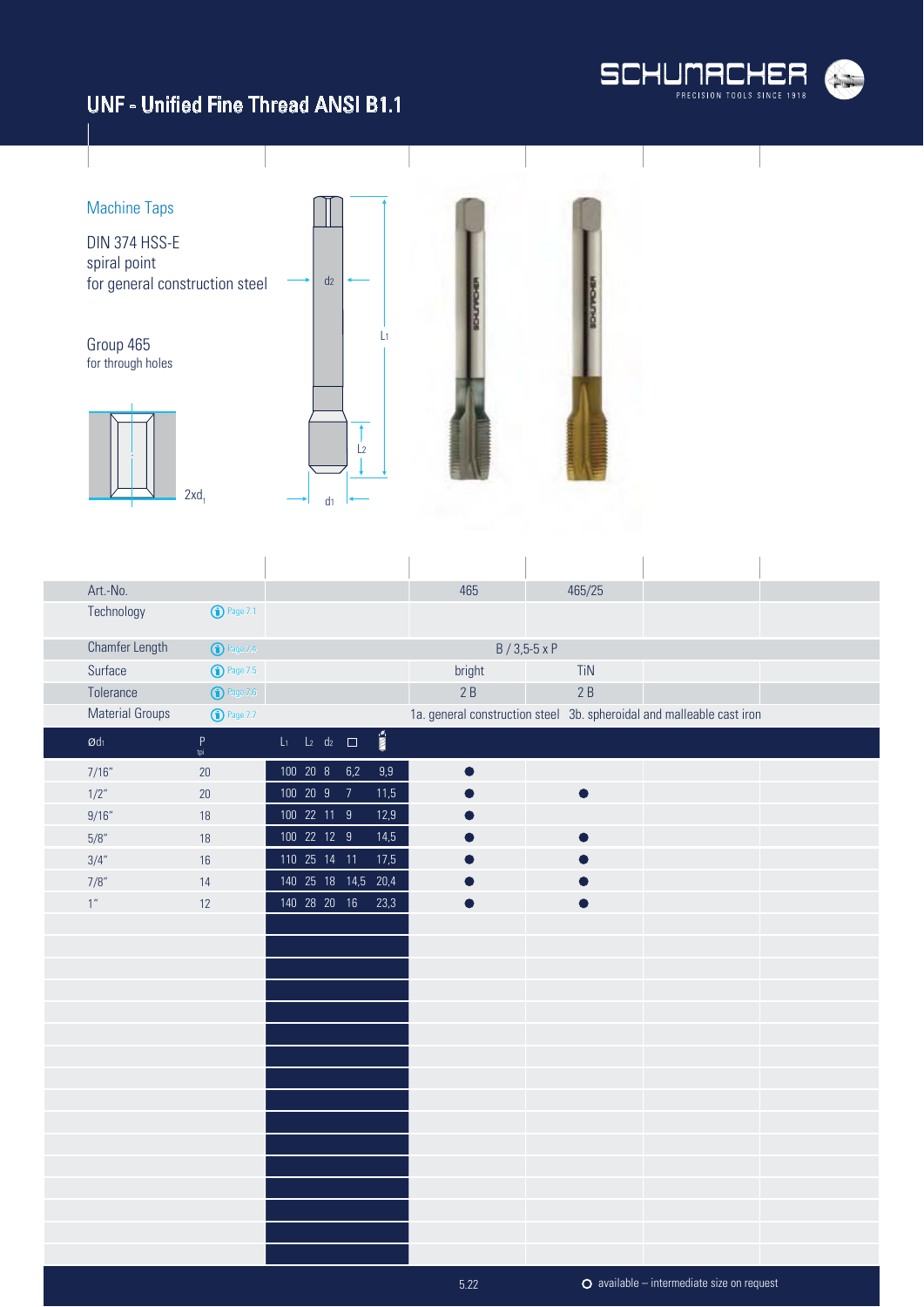# UNF - Unified Fine Thread ANSI B1.1

## Machine Taps

DIN 374 HSS-E
spiral point
for general construction steel

Group 465
for through holes

2xd1

d2 L1 L2 d1

| Art.-No. | | | 465 | 465/25 |
|---|---|---|---|---|
| Technology | Page 7.1 | | | |
| Chamfer Length | Page 7.4 | | B / 3,5-5 x P | |
| Surface | Page 7.5 | | bright | TiN |
| Tolerance | Page 7.6 | | 2 B | 2 B |
| Material Groups | Page 7.7 | | 1a. general construction steel | 3b. spheroidal and malleable cast iron |

| Ød1 | P tpi | L1 | L2 | d2 | □ | Drill | 465 | 465/25 |
|---|---|---|---|---|---|---|---|---|
| 7/16" | 20 | 100 | 20 | 8 | 6,2 | 9,9 | ● | |
| 1/2" | 20 | 100 | 20 | 9 | 7 | 11,5 | ● | ● |
| 9/16" | 18 | 100 | 22 | 11 | 9 | 12,9 | ● | |
| 5/8" | 18 | 100 | 22 | 12 | 9 | 14,5 | ● | ● |
| 3/4" | 16 | 110 | 25 | 14 | 11 | 17,5 | ● | ● |
| 7/8" | 14 | 140 | 25 | 18 | 14,5 | 20,4 | ● | ● |
| 1" | 12 | 140 | 28 | 20 | 16 | 23,3 | ● | ● |

○ available – intermediate size on request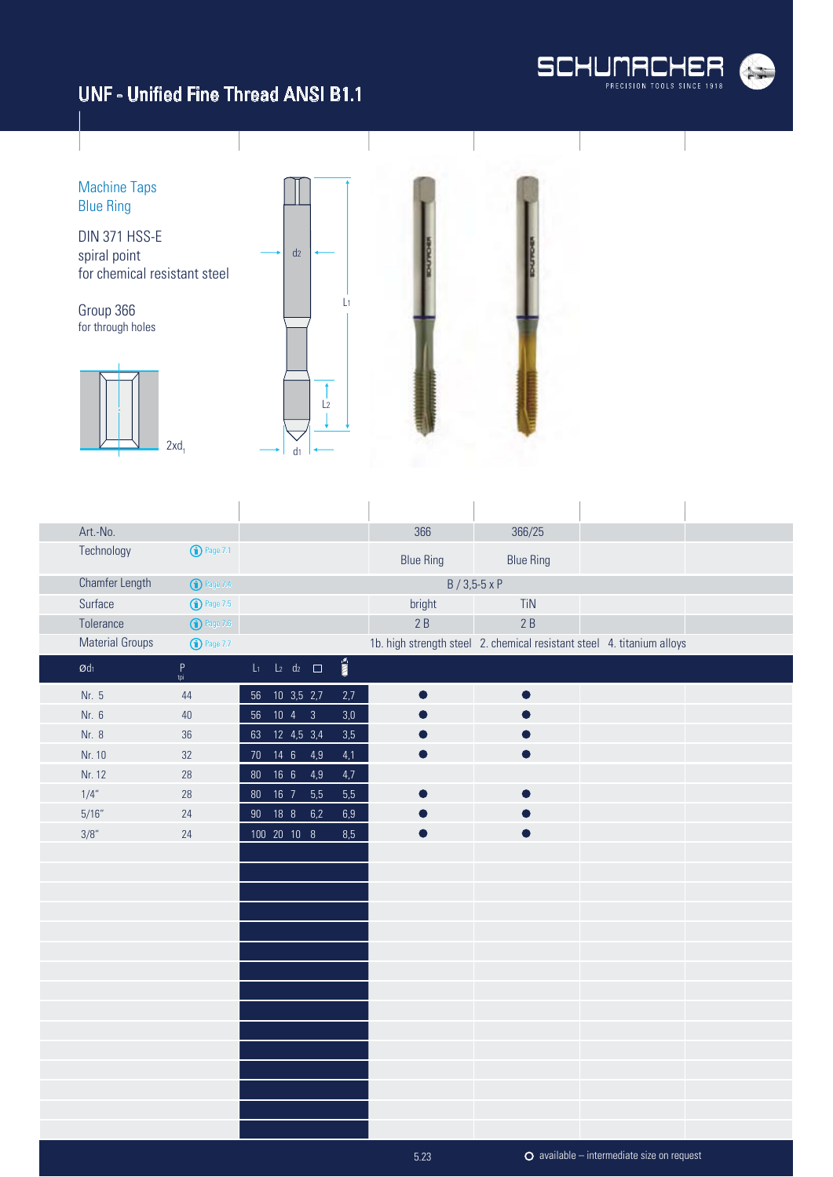# UNF - Unified Fine Thread ANSI B1.1

## Machine Taps
## Blue Ring

DIN 371 HSS-E
spiral point
for chemical resistant steel

Group 366
for through holes

2xd1

| Art.-No. | | | 366 | 366/25 |
|---|---|---|---|---|
| Technology | Page 7.1 | | Blue Ring | Blue Ring |
| Chamfer Length | Page 7.4 | | B / 3,5-5 x P | |
| Surface | Page 7.5 | | bright | TiN |
| Tolerance | Page 7.6 | | 2 B | 2 B |
| Material Groups | Page 7.7 | | 1b. high strength steel 2. chemical resistant steel 4. titanium alloys | |

| Ød1 | P tpi | L1 | L2 | d2 | □ | Drill | 366 | 366/25 |
|---|---|---|---|---|---|---|---|---|
| Nr. 5 | 44 | 56 | 10 | 3,5 | 2,7 | 2,7 | ● | ● |
| Nr. 6 | 40 | 56 | 10 | 4 | 3 | 3,0 | ● | ● |
| Nr. 8 | 36 | 63 | 12 | 4,5 | 3,4 | 3,5 | ● | ● |
| Nr. 10 | 32 | 70 | 14 | 6 | 4,9 | 4,1 | ● | ● |
| Nr. 12 | 28 | 80 | 16 | 6 | 4,9 | 4,7 | | |
| 1/4" | 28 | 80 | 16 | 7 | 5,5 | 5,5 | ● | ● |
| 5/16" | 24 | 90 | 18 | 8 | 6,2 | 6,9 | ● | ● |
| 3/8" | 24 | 100 | 20 | 10 | 8 | 8,5 | ● | ● |

○ available – intermediate size on request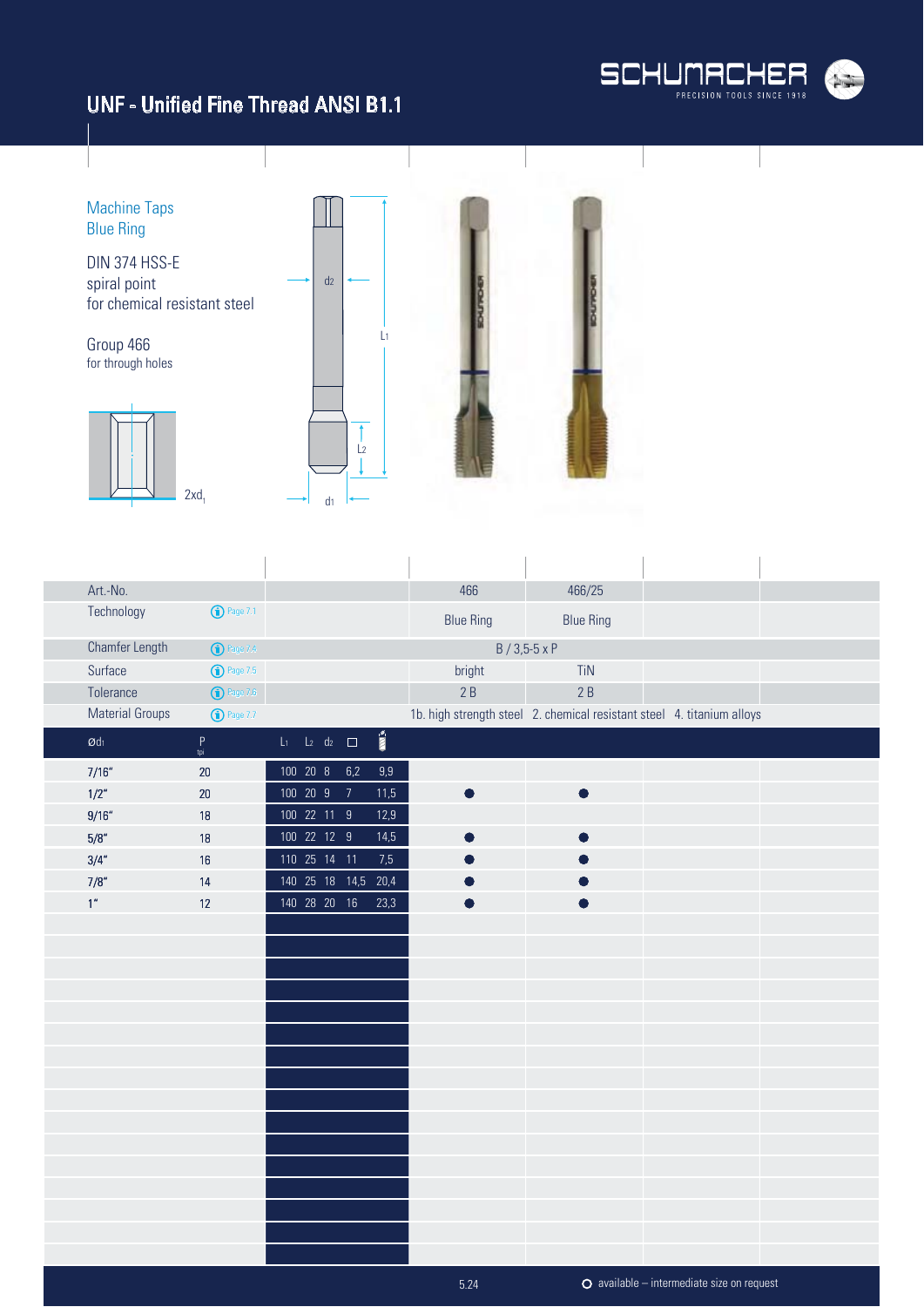# UNF - Unified Fine Thread ANSI B1.1

## Machine Taps
## Blue Ring

DIN 374 HSS-E
spiral point
for chemical resistant steel

Group 466
for through holes

2xd1

| Art.-No. | | 466 | 466/25 |
|---|---|---|---|
| Technology | Page 7.1 | Blue Ring | Blue Ring |
| Chamfer Length | Page 7.4 | B / 3,5-5 x P | |
| Surface | Page 7.5 | bright | TiN |
| Tolerance | Page 7.6 | 2 B | 2 B |
| Material Groups | Page 7.7 | 1b. high strength steel 2. chemical resistant steel 4. titanium alloys | |

| Ød1 | P tpi | L1 | L2 | d2 | □ | Drill | 466 | 466/25 |
|---|---|---|---|---|---|---|---|---|
| 7/16" | 20 | 100 | 20 | 8 | 6,2 | 9,9 | | |
| 1/2" | 20 | 100 | 20 | 9 | 7 | 11,5 | ● | ● |
| 9/16" | 18 | 100 | 22 | 11 | 9 | 12,9 | | |
| 5/8" | 18 | 100 | 22 | 12 | 9 | 14,5 | ● | ● |
| 3/4" | 16 | 110 | 25 | 14 | 11 | 7,5 | ● | ● |
| 7/8" | 14 | 140 | 25 | 18 | 14,5 | 20,4 | ● | ● |
| 1" | 12 | 140 | 28 | 20 | 16 | 23,3 | ● | ● |

○ available – intermediate size on request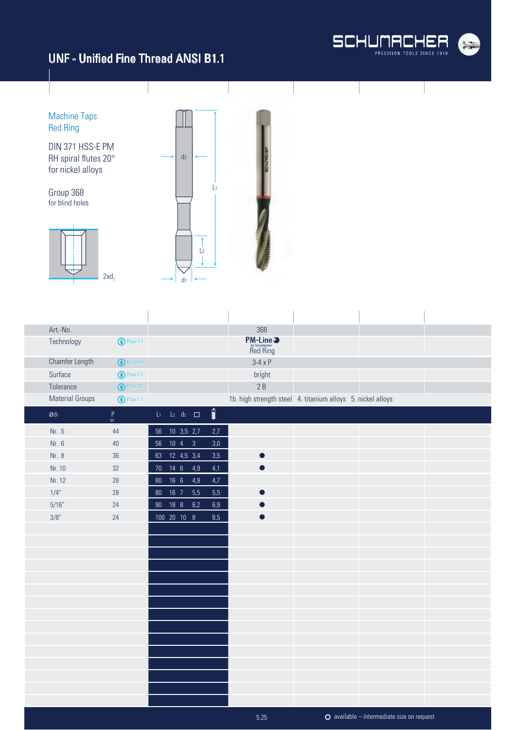# UNF - Unified Fine Thread ANSI B1.1

Machine Taps
Red Ring

DIN 371 HSS-E PM
RH spiral flutes 20°
for nickel alloys

Group 368
for blind holes

2xd1

| Art.-No. | | | | | | | | 368 | | | |
|---|---|---|---|---|---|---|---|---|---|---|---|
| Technology | Page 7.1 | | | | | | | PM-Line by Schumacher Red Ring | | | |
| Chamfer Length | Page 7.4 | | | | | | | 3-4 x P | | | |
| Surface | Page 7.5 | | | | | | | bright | | | |
| Tolerance | Page 7.6 | | | | | | | 2 B | | | |
| Material Groups | Page 7.7 | | | | | | | 1b. high strength steel 4. titanium alloys 5. nickel alloys | | | |
| $Ød_1$ | P tpi | $L_1$ | $L_2$ | $d_2$ | □ | | (drill) | | | | |
| Nr. 5 | 44 | 56 | 10 | 3,5 | 2,7 | | 2,7 | | | | |
| Nr. 6 | 40 | 56 | 10 | 4 | 3 | | 3,0 | | | | |
| Nr. 8 | 36 | 63 | 12 | 4,5 | 3,4 | | 3,5 | ● | | | |
| Nr. 10 | 32 | 70 | 14 | 6 | 4,9 | | 4,1 | ● | | | |
| Nr. 12 | 28 | 80 | 16 | 6 | 4,9 | | 4,7 | | | | |
| 1/4" | 28 | 80 | 16 | 7 | 5,5 | | 5,5 | ● | | | |
| 5/16" | 24 | 90 | 18 | 8 | 6,2 | | 6,9 | ● | | | |
| 3/8" | 24 | 100 | 20 | 10 | 8 | | 8,5 | ● | | | |

○ available – intermediate size on request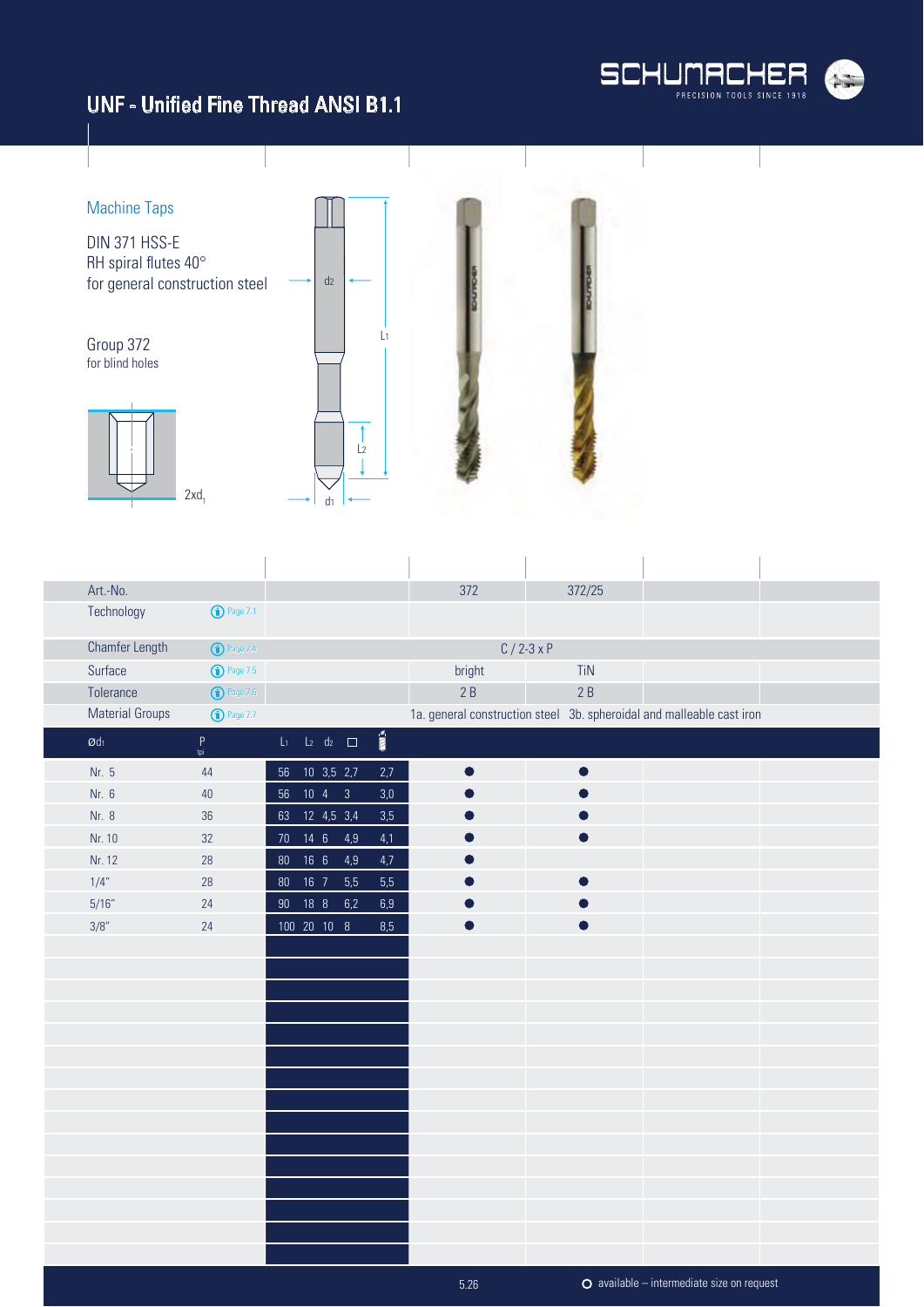# UNF - Unified Fine Thread ANSI B1.1

## Machine Taps

DIN 371 HSS-E
RH spiral flutes 40°
for general construction steel

Group 372
for blind holes

2xd$_1$

| Art.-No. | | | | | | | | 372 | 372/25 |
|---|---|---|---|---|---|---|---|---|---|
| Technology | Page 7.1 | | | | | | | | |
| Chamfer Length | Page 7.4 | | | | | | | C / 2-3 x P | |
| Surface | Page 7.5 | | | | | | | bright | TiN |
| Tolerance | Page 7.6 | | | | | | | 2 B | 2 B |
| Material Groups | Page 7.7 | | | | | | | 1a. general construction steel | 3b. spheroidal and malleable cast iron |
| Ød$_1$ | P tpi | L$_1$ | L$_2$ | d$_2$ | □ | drill | | | |
| Nr. 5 | 44 | 56 | 10 | 3,5 | 2,7 | 2,7 | | ● | ● |
| Nr. 6 | 40 | 56 | 10 | 4 | 3 | 3,0 | | ● | ● |
| Nr. 8 | 36 | 63 | 12 | 4,5 | 3,4 | 3,5 | | ● | ● |
| Nr. 10 | 32 | 70 | 14 | 6 | 4,9 | 4,1 | | ● | ● |
| Nr. 12 | 28 | 80 | 16 | 6 | 4,9 | 4,7 | | ● | |
| 1/4" | 28 | 80 | 16 | 7 | 5,5 | 5,5 | | ● | ● |
| 5/16" | 24 | 90 | 18 | 8 | 6,2 | 6,9 | | ● | ● |
| 3/8" | 24 | 100 | 20 | 10 | 8 | 8,5 | | ● | ● |

○ available – intermediate size on request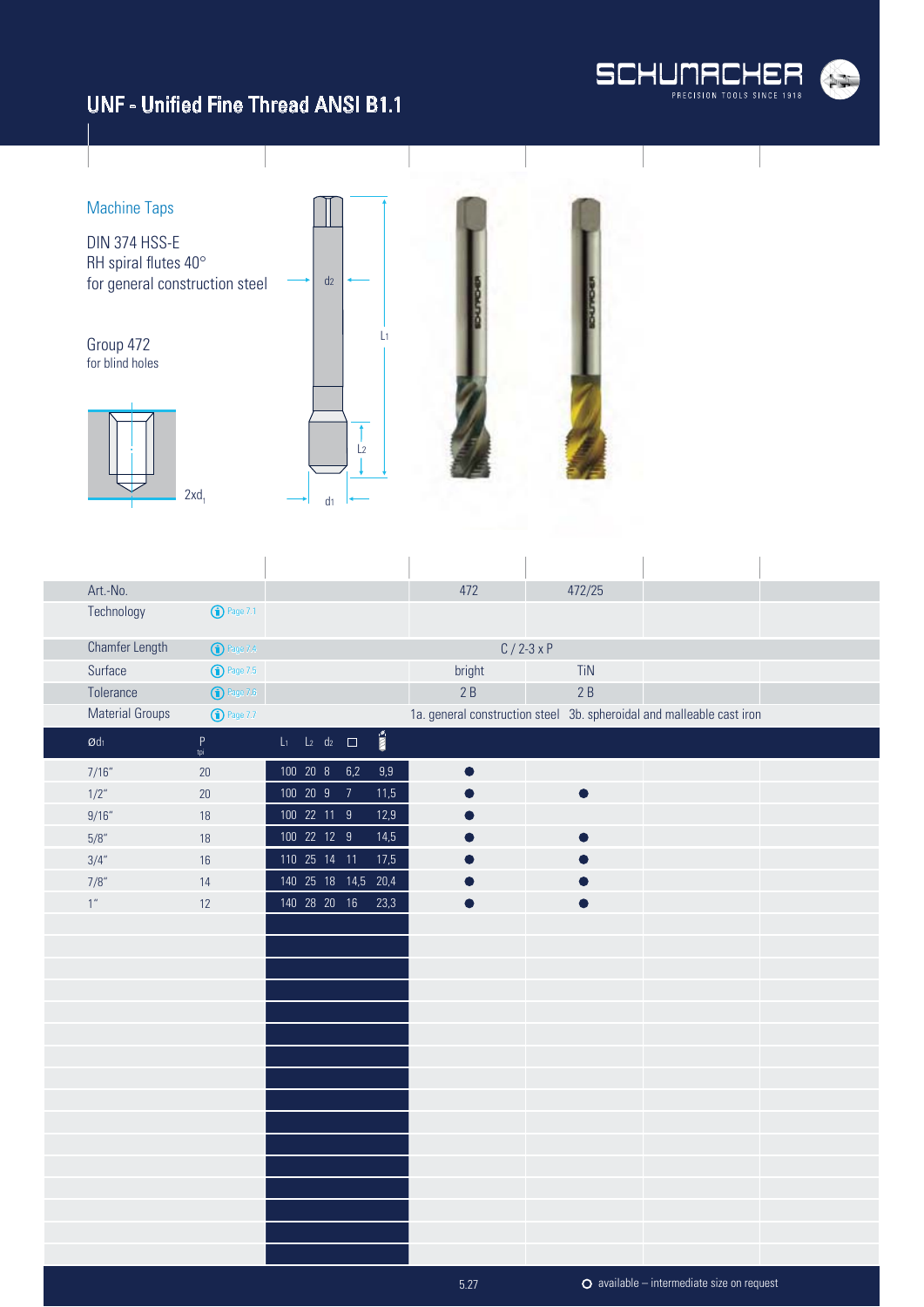# UNF - Unified Fine Thread ANSI B1.1

## Machine Taps

DIN 374 HSS-E
RH spiral flutes 40°
for general construction steel

Group 472
for blind holes

2xd1

| Art.-No. | | | 472 | 472/25 |
|---|---|---|---|---|
| Technology | Page 7.1 | | | |
| Chamfer Length | Page 7.4 | | C / 2-3 x P | |
| Surface | Page 7.5 | | bright | TiN |
| Tolerance | Page 7.6 | | 2 B | 2 B |
| Material Groups | Page 7.7 | | 1a. general construction steel | 3b. spheroidal and malleable cast iron |

| Ød1 | P tpi | L1 | L2 | d2 | □ | Drill | 472 | 472/25 |
|---|---|---|---|---|---|---|---|---|
| 7/16" | 20 | 100 | 20 | 8 | 6,2 | 9,9 | ● | |
| 1/2" | 20 | 100 | 20 | 9 | 7 | 11,5 | ● | ● |
| 9/16" | 18 | 100 | 22 | 11 | 9 | 12,9 | ● | |
| 5/8" | 18 | 100 | 22 | 12 | 9 | 14,5 | ● | ● |
| 3/4" | 16 | 110 | 25 | 14 | 11 | 17,5 | ● | ● |
| 7/8" | 14 | 140 | 25 | 18 | 14,5 | 20,4 | ● | ● |
| 1" | 12 | 140 | 28 | 20 | 16 | 23,3 | ● | ● |

○ available – intermediate size on request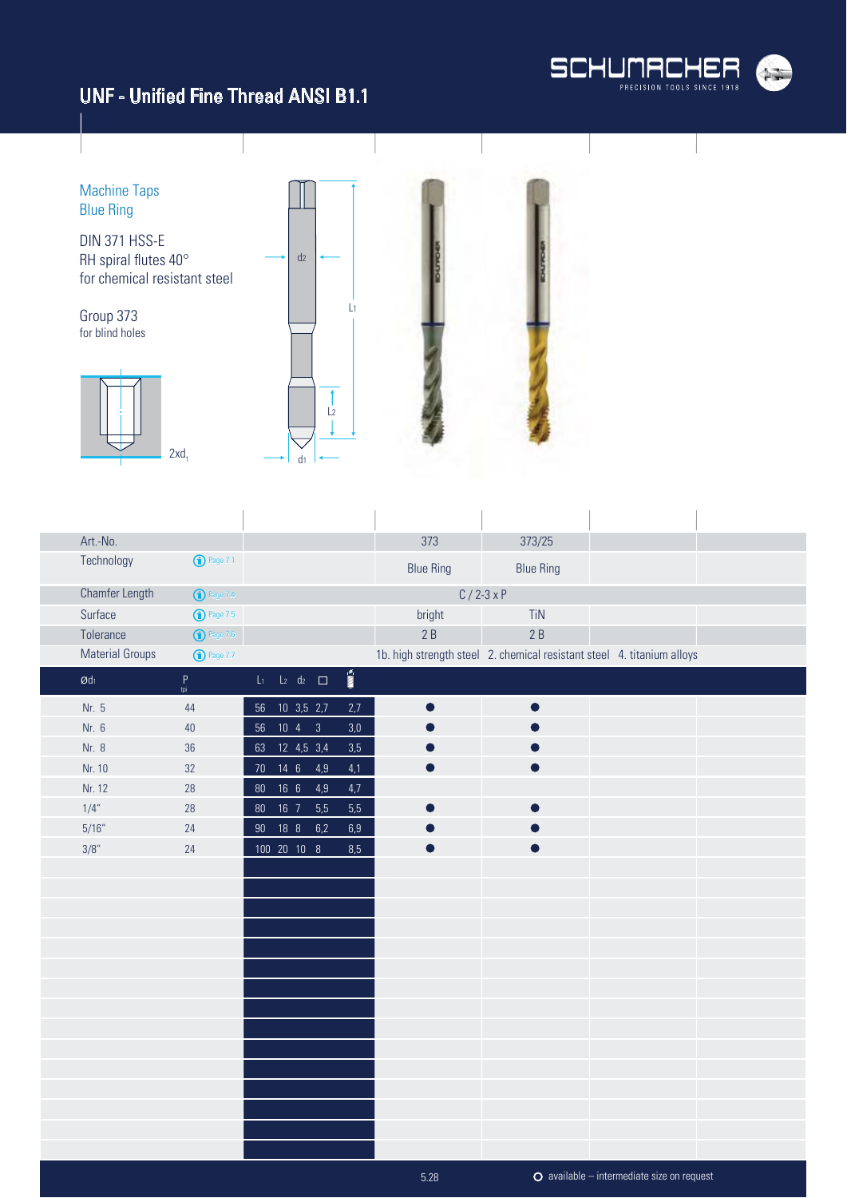# UNF - Unified Fine Thread ANSI B1.1

Machine Taps
Blue Ring

DIN 371 HSS-E
RH spiral flutes 40°
for chemical resistant steel

Group 373
for blind holes

2xd1

| Art.-No. | | | 373 | 373/25 |
|---|---|---|---|---|
| Technology | Page 7.1 | | Blue Ring | Blue Ring |
| Chamfer Length | Page 7.4 | | C / 2-3 x P | |
| Surface | Page 7.5 | | bright | TiN |
| Tolerance | Page 7.6 | | 2 B | 2 B |
| Material Groups | Page 7.7 | | 1b. high strength steel 2. chemical resistant steel 4. titanium alloys | |

| Ød1 | P tpi | L1 | L2 | d2 | □ | Drill | 373 | 373/25 |
|---|---|---|---|---|---|---|---|---|
| Nr. 5 | 44 | 56 | 10 | 3,5 | 2,7 | 2,7 | ● | ● |
| Nr. 6 | 40 | 56 | 10 | 4 | 3 | 3,0 | ● | ● |
| Nr. 8 | 36 | 63 | 12 | 4,5 | 3,4 | 3,5 | ● | ● |
| Nr. 10 | 32 | 70 | 14 | 6 | 4,9 | 4,1 | ● | ● |
| Nr. 12 | 28 | 80 | 16 | 6 | 4,9 | 4,7 | | |
| 1/4" | 28 | 80 | 16 | 7 | 5,5 | 5,5 | ● | ● |
| 5/16" | 24 | 90 | 18 | 8 | 6,2 | 6,9 | ● | ● |
| 3/8" | 24 | 100 | 20 | 10 | 8 | 8,5 | ● | ● |

○ available – intermediate size on request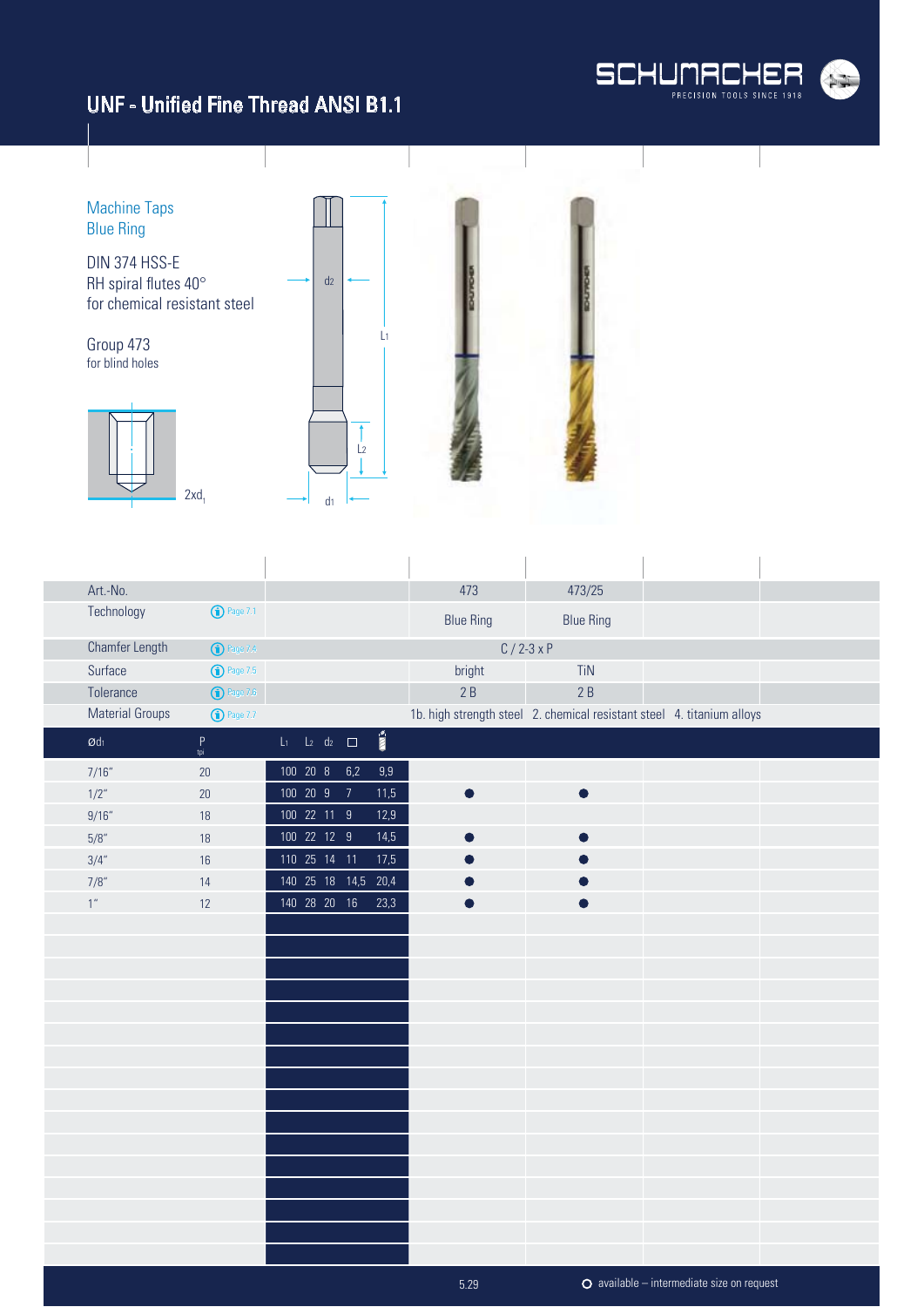# UNF - Unified Fine Thread ANSI B1.1

SCHUMACHER PRECISION TOOLS SINCE 1918

## Machine Taps
## Blue Ring

DIN 374 HSS-E
RH spiral flutes 40°
for chemical resistant steel

Group 473
for blind holes

2xd1

d2
L1
L2
d1

| | | | | | | | | | | |
|---|---|---|---|---|---|---|---|---|---|---|
| Art.-No. | | | | | | | 473 | 473/25 | | |
| Technology | Page 7.1 | | | | | | Blue Ring | Blue Ring | | |
| Chamfer Length | Page 7.4 | | | | | | C / 2-3 x P | | | |
| Surface | Page 7.5 | | | | | | bright | TiN | | |
| Tolerance | Page 7.6 | | | | | | 2 B | 2 B | | |
| Material Groups | Page 7.7 | | | | | | 1b. high strength steel 2. chemical resistant steel 4. titanium alloys | | | |
| Ød1 | P tpi | L1 | L2 | d2 | □ | | | | | |
| 7/16" | 20 | 100 | 20 | 8 | 6,2 | 9,9 | | | | |
| 1/2" | 20 | 100 | 20 | 9 | 7 | 11,5 | ● | ● | | |
| 9/16" | 18 | 100 | 22 | 11 | 9 | 12,9 | | | | |
| 5/8" | 18 | 100 | 22 | 12 | 9 | 14,5 | ● | ● | | |
| 3/4" | 16 | 110 | 25 | 14 | 11 | 17,5 | ● | ● | | |
| 7/8" | 14 | 140 | 25 | 18 | 14,5 | 20,4 | ● | ● | | |
| 1" | 12 | 140 | 28 | 20 | 16 | 23,3 | ● | ● | | |

● available – intermediate size on request